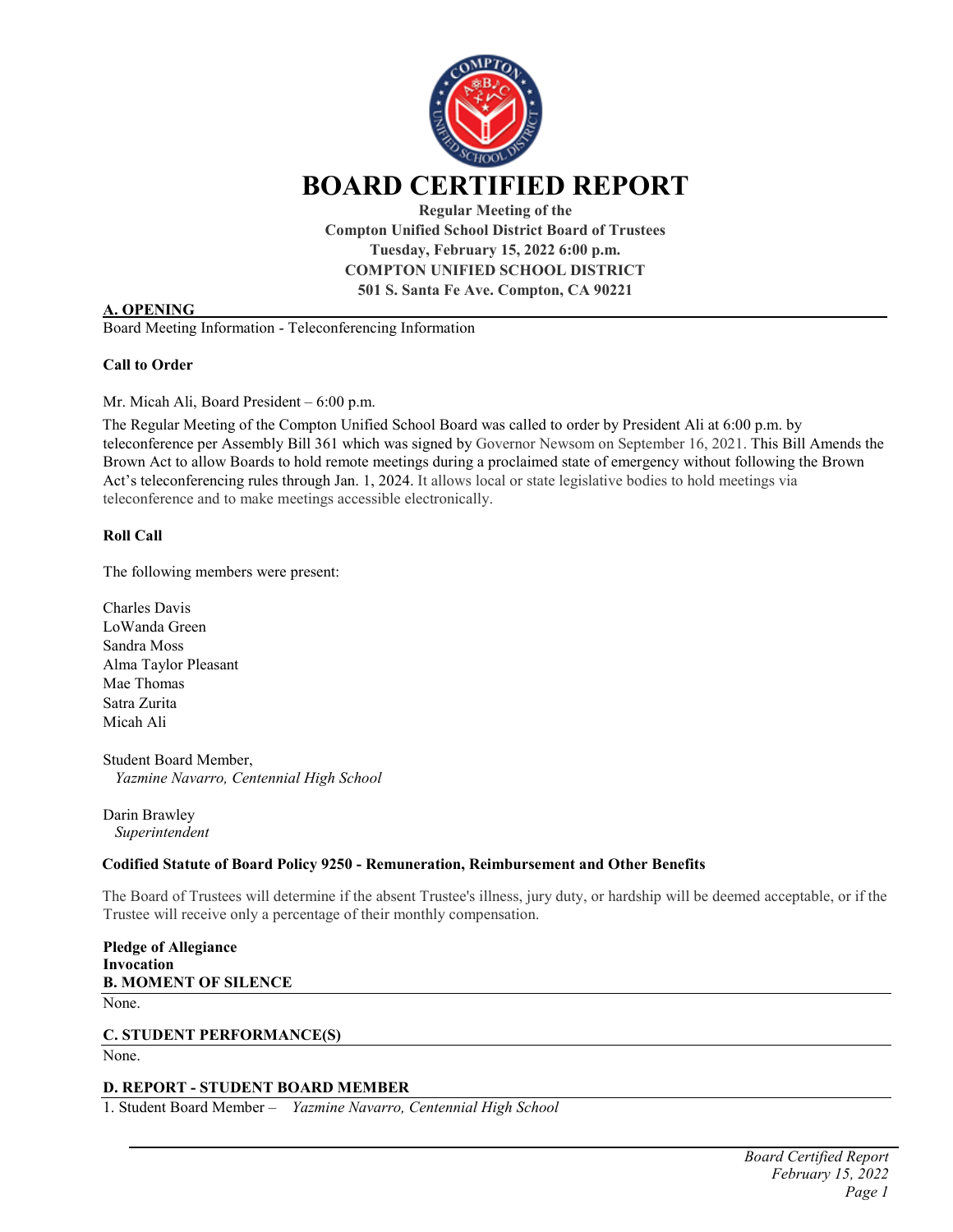# BOARD CERTIFIED REPORT

**Regular Meeting of the**
**Compton Unified School District Board of Trustees**
**Tuesday, February 15, 2022 6:00 p.m.**
**COMPTON UNIFIED SCHOOL DISTRICT**
**501 S. Santa Fe Ave. Compton, CA 90221**

## A. OPENING

Board Meeting Information - Teleconferencing Information

### Call to Order

Mr. Micah Ali, Board President – 6:00 p.m.

The Regular Meeting of the Compton Unified School Board was called to order by President Ali at 6:00 p.m. by teleconference per Assembly Bill 361 which was signed by Governor Newsom on September 16, 2021. This Bill Amends the Brown Act to allow Boards to hold remote meetings during a proclaimed state of emergency without following the Brown Act's teleconferencing rules through Jan. 1, 2024. It allows local or state legislative bodies to hold meetings via teleconference and to make meetings accessible electronically.

### Roll Call

The following members were present:

Charles Davis
LoWanda Green
Sandra Moss
Alma Taylor Pleasant
Mae Thomas
Satra Zurita
Micah Ali

Student Board Member,
*Yazmine Navarro, Centennial High School*

Darin Brawley
*Superintendent*

### Codified Statute of Board Policy 9250 - Remuneration, Reimbursement and Other Benefits

The Board of Trustees will determine if the absent Trustee's illness, jury duty, or hardship will be deemed acceptable, or if the Trustee will receive only a percentage of their monthly compensation.

**Pledge of Allegiance**
**Invocation**

## B. MOMENT OF SILENCE

None.

## C. STUDENT PERFORMANCE(S)

None.

## D. REPORT - STUDENT BOARD MEMBER

1. Student Board Member – *Yazmine Navarro, Centennial High School*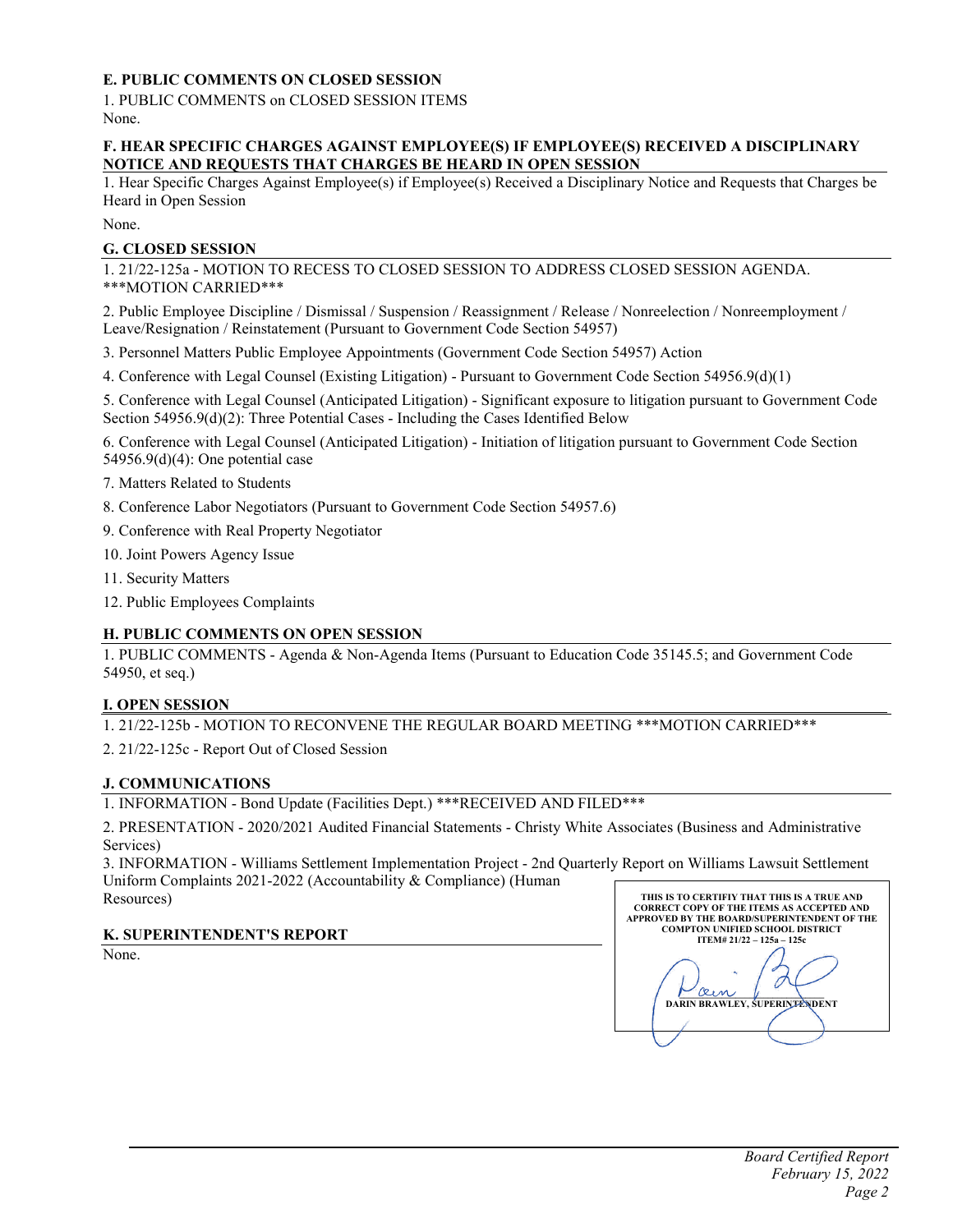## E. PUBLIC COMMENTS ON CLOSED SESSION

1. PUBLIC COMMENTS on CLOSED SESSION ITEMS
None.

## F. HEAR SPECIFIC CHARGES AGAINST EMPLOYEE(S) IF EMPLOYEE(S) RECEIVED A DISCIPLINARY NOTICE AND REQUESTS THAT CHARGES BE HEARD IN OPEN SESSION

1. Hear Specific Charges Against Employee(s) if Employee(s) Received a Disciplinary Notice and Requests that Charges be Heard in Open Session

None.

## G. CLOSED SESSION

1. 21/22-125a - MOTION TO RECESS TO CLOSED SESSION TO ADDRESS CLOSED SESSION AGENDA. ***MOTION CARRIED***

2. Public Employee Discipline / Dismissal / Suspension / Reassignment / Release / Nonreelection / Nonreemployment / Leave/Resignation / Reinstatement (Pursuant to Government Code Section 54957)

3. Personnel Matters Public Employee Appointments (Government Code Section 54957) Action

4. Conference with Legal Counsel (Existing Litigation) - Pursuant to Government Code Section 54956.9(d)(1)

5. Conference with Legal Counsel (Anticipated Litigation) - Significant exposure to litigation pursuant to Government Code Section 54956.9(d)(2): Three Potential Cases - Including the Cases Identified Below

6. Conference with Legal Counsel (Anticipated Litigation) - Initiation of litigation pursuant to Government Code Section 54956.9(d)(4): One potential case

7. Matters Related to Students

8. Conference Labor Negotiators (Pursuant to Government Code Section 54957.6)

9. Conference with Real Property Negotiator

10. Joint Powers Agency Issue

11. Security Matters

12. Public Employees Complaints

## H. PUBLIC COMMENTS ON OPEN SESSION

1. PUBLIC COMMENTS - Agenda & Non-Agenda Items (Pursuant to Education Code 35145.5; and Government Code 54950, et seq.)

## I. OPEN SESSION

1. 21/22-125b - MOTION TO RECONVENE THE REGULAR BOARD MEETING ***MOTION CARRIED***

2. 21/22-125c - Report Out of Closed Session

## J. COMMUNICATIONS

1. INFORMATION - Bond Update (Facilities Dept.) ***RECEIVED AND FILED***

2. PRESENTATION - 2020/2021 Audited Financial Statements - Christy White Associates (Business and Administrative Services)

3. INFORMATION - Williams Settlement Implementation Project - 2nd Quarterly Report on Williams Lawsuit Settlement Uniform Complaints 2021-2022 (Accountability & Compliance) (Human Resources)

## K. SUPERINTENDENT'S REPORT

None.

THIS IS TO CERTIFIY THAT THIS IS A TRUE AND CORRECT COPY OF THE ITEMS AS ACCEPTED AND APPROVED BY THE BOARD/SUPERINTENDENT OF THE COMPTON UNIFIED SCHOOL DISTRICT
ITEM# 21/22 – 125a – 125c

DARIN BRAWLEY, SUPERINTENDENT

*Board Certified Report*
*February 15, 2022*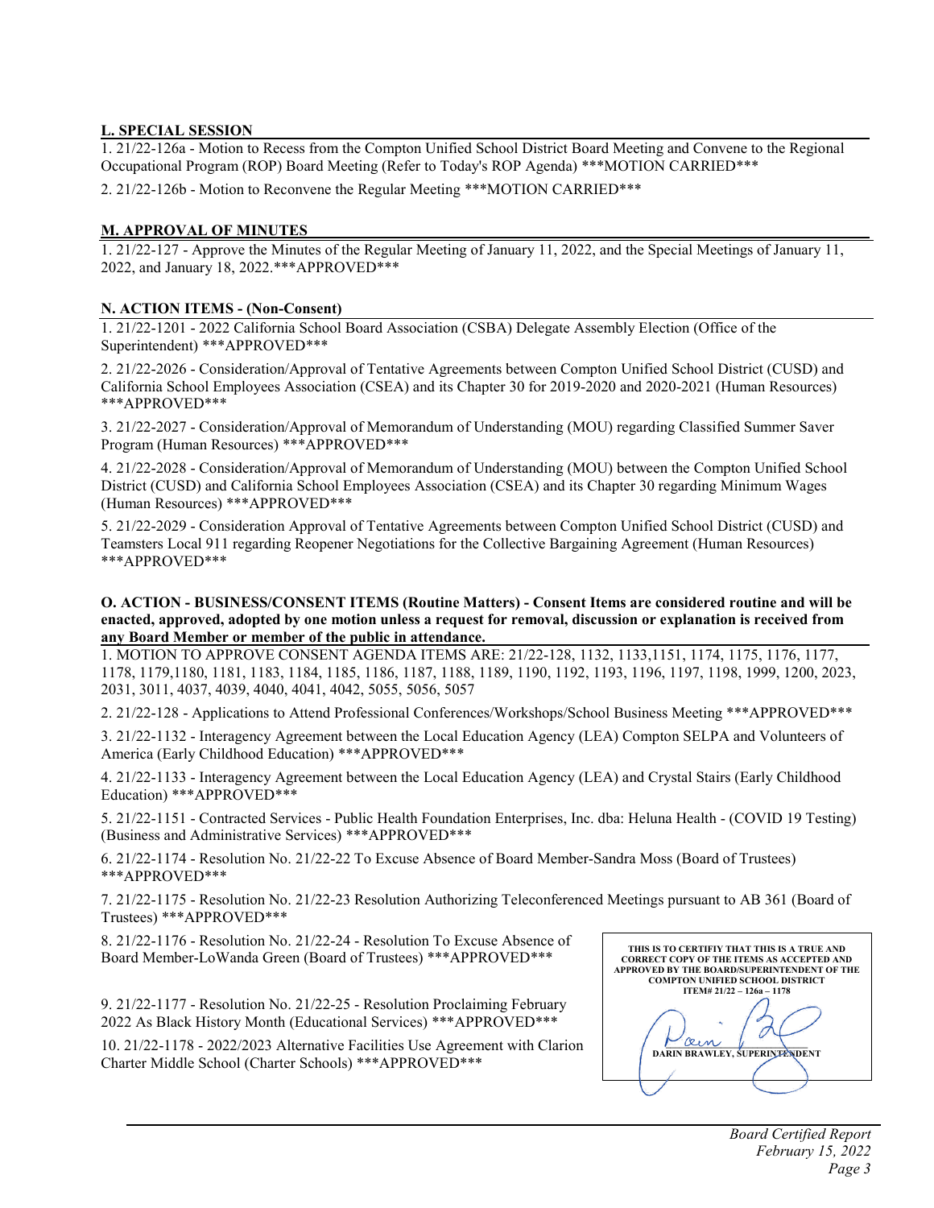## L. SPECIAL SESSION

1. 21/22-126a - Motion to Recess from the Compton Unified School District Board Meeting and Convene to the Regional Occupational Program (ROP) Board Meeting (Refer to Today's ROP Agenda) ***MOTION CARRIED***

2. 21/22-126b - Motion to Reconvene the Regular Meeting ***MOTION CARRIED***

## M. APPROVAL OF MINUTES

1. 21/22-127 - Approve the Minutes of the Regular Meeting of January 11, 2022, and the Special Meetings of January 11, 2022, and January 18, 2022.***APPROVED***

## N. ACTION ITEMS - (Non-Consent)

1. 21/22-1201 - 2022 California School Board Association (CSBA) Delegate Assembly Election (Office of the Superintendent) ***APPROVED***

2. 21/22-2026 - Consideration/Approval of Tentative Agreements between Compton Unified School District (CUSD) and California School Employees Association (CSEA) and its Chapter 30 for 2019-2020 and 2020-2021 (Human Resources) ***APPROVED***

3. 21/22-2027 - Consideration/Approval of Memorandum of Understanding (MOU) regarding Classified Summer Saver Program (Human Resources) ***APPROVED***

4. 21/22-2028 - Consideration/Approval of Memorandum of Understanding (MOU) between the Compton Unified School District (CUSD) and California School Employees Association (CSEA) and its Chapter 30 regarding Minimum Wages (Human Resources) ***APPROVED***

5. 21/22-2029 - Consideration Approval of Tentative Agreements between Compton Unified School District (CUSD) and Teamsters Local 911 regarding Reopener Negotiations for the Collective Bargaining Agreement (Human Resources) ***APPROVED***

## O. ACTION - BUSINESS/CONSENT ITEMS (Routine Matters) - Consent Items are considered routine and will be enacted, approved, adopted by one motion unless a request for removal, discussion or explanation is received from any Board Member or member of the public in attendance.

1. MOTION TO APPROVE CONSENT AGENDA ITEMS ARE: 21/22-128, 1132, 1133,1151, 1174, 1175, 1176, 1177, 1178, 1179,1180, 1181, 1183, 1184, 1185, 1186, 1187, 1188, 1189, 1190, 1192, 1193, 1196, 1197, 1198, 1999, 1200, 2023, 2031, 3011, 4037, 4039, 4040, 4041, 4042, 5055, 5056, 5057

2. 21/22-128 - Applications to Attend Professional Conferences/Workshops/School Business Meeting ***APPROVED***

3. 21/22-1132 - Interagency Agreement between the Local Education Agency (LEA) Compton SELPA and Volunteers of America (Early Childhood Education) ***APPROVED***

4. 21/22-1133 - Interagency Agreement between the Local Education Agency (LEA) and Crystal Stairs (Early Childhood Education) ***APPROVED***

5. 21/22-1151 - Contracted Services - Public Health Foundation Enterprises, Inc. dba: Heluna Health - (COVID 19 Testing) (Business and Administrative Services) ***APPROVED***

6. 21/22-1174 - Resolution No. 21/22-22 To Excuse Absence of Board Member-Sandra Moss (Board of Trustees) ***APPROVED***

7. 21/22-1175 - Resolution No. 21/22-23 Resolution Authorizing Teleconferenced Meetings pursuant to AB 361 (Board of Trustees) ***APPROVED***

8. 21/22-1176 - Resolution No. 21/22-24 - Resolution To Excuse Absence of Board Member-LoWanda Green (Board of Trustees) ***APPROVED***

9. 21/22-1177 - Resolution No. 21/22-25 - Resolution Proclaiming February 2022 As Black History Month (Educational Services) ***APPROVED***

10. 21/22-1178 - 2022/2023 Alternative Facilities Use Agreement with Clarion Charter Middle School (Charter Schools) ***APPROVED***

THIS IS TO CERTIFIY THAT THIS IS A TRUE AND CORRECT COPY OF THE ITEMS AS ACCEPTED AND APPROVED BY THE BOARD/SUPERINTENDENT OF THE COMPTON UNIFIED SCHOOL DISTRICT ITEM# 21/22 – 126a – 1178

DARIN BRAWLEY, SUPERINTENDENT

*Board Certified Report*
*February 15, 2022*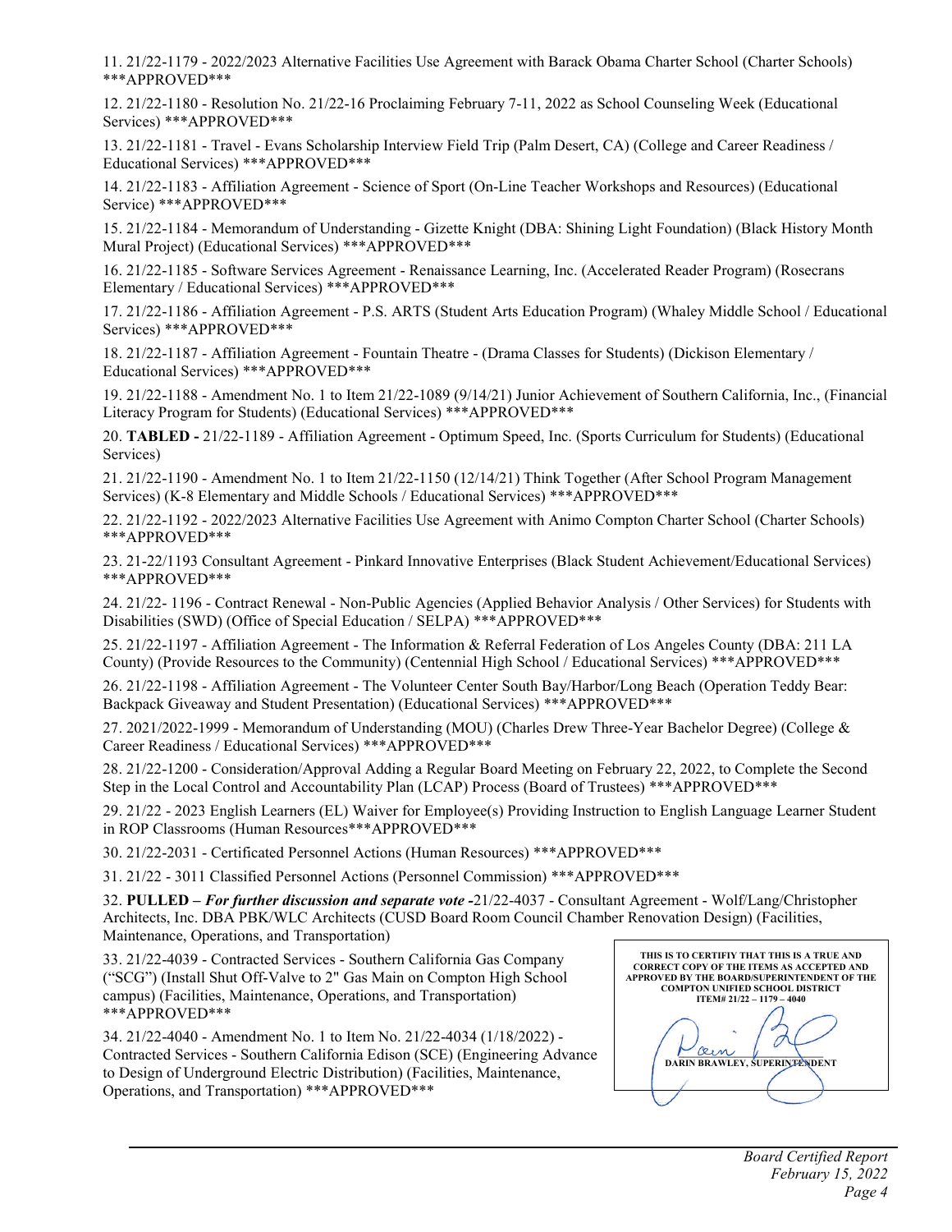11. 21/22-1179 - 2022/2023 Alternative Facilities Use Agreement with Barack Obama Charter School (Charter Schools) ***APPROVED***

12. 21/22-1180 - Resolution No. 21/22-16 Proclaiming February 7-11, 2022 as School Counseling Week (Educational Services) ***APPROVED***

13. 21/22-1181 - Travel - Evans Scholarship Interview Field Trip (Palm Desert, CA) (College and Career Readiness / Educational Services) ***APPROVED***

14. 21/22-1183 - Affiliation Agreement - Science of Sport (On-Line Teacher Workshops and Resources) (Educational Service) ***APPROVED***

15. 21/22-1184 - Memorandum of Understanding - Gizette Knight (DBA: Shining Light Foundation) (Black History Month Mural Project) (Educational Services) ***APPROVED***

16. 21/22-1185 - Software Services Agreement - Renaissance Learning, Inc. (Accelerated Reader Program) (Rosecrans Elementary / Educational Services) ***APPROVED***

17. 21/22-1186 - Affiliation Agreement - P.S. ARTS (Student Arts Education Program) (Whaley Middle School / Educational Services) ***APPROVED***

18. 21/22-1187 - Affiliation Agreement - Fountain Theatre - (Drama Classes for Students) (Dickison Elementary / Educational Services) ***APPROVED***

19. 21/22-1188 - Amendment No. 1 to Item 21/22-1089 (9/14/21) Junior Achievement of Southern California, Inc., (Financial Literacy Program for Students) (Educational Services) ***APPROVED***

20. **TABLED -** 21/22-1189 - Affiliation Agreement - Optimum Speed, Inc. (Sports Curriculum for Students) (Educational Services)

21. 21/22-1190 - Amendment No. 1 to Item 21/22-1150 (12/14/21) Think Together (After School Program Management Services) (K-8 Elementary and Middle Schools / Educational Services) ***APPROVED***

22. 21/22-1192 - 2022/2023 Alternative Facilities Use Agreement with Animo Compton Charter School (Charter Schools) ***APPROVED***

23. 21-22/1193 Consultant Agreement - Pinkard Innovative Enterprises (Black Student Achievement/Educational Services) ***APPROVED***

24. 21/22- 1196 - Contract Renewal - Non-Public Agencies (Applied Behavior Analysis / Other Services) for Students with Disabilities (SWD) (Office of Special Education / SELPA) ***APPROVED***

25. 21/22-1197 - Affiliation Agreement - The Information & Referral Federation of Los Angeles County (DBA: 211 LA County) (Provide Resources to the Community) (Centennial High School / Educational Services) ***APPROVED***

26. 21/22-1198 - Affiliation Agreement - The Volunteer Center South Bay/Harbor/Long Beach (Operation Teddy Bear: Backpack Giveaway and Student Presentation) (Educational Services) ***APPROVED***

27. 2021/2022-1999 - Memorandum of Understanding (MOU) (Charles Drew Three-Year Bachelor Degree) (College & Career Readiness / Educational Services) ***APPROVED***

28. 21/22-1200 - Consideration/Approval Adding a Regular Board Meeting on February 22, 2022, to Complete the Second Step in the Local Control and Accountability Plan (LCAP) Process (Board of Trustees) ***APPROVED***

29. 21/22 - 2023 English Learners (EL) Waiver for Employee(s) Providing Instruction to English Language Learner Student in ROP Classrooms (Human Resources***APPROVED***

30. 21/22-2031 - Certificated Personnel Actions (Human Resources) ***APPROVED***

31. 21/22 - 3011 Classified Personnel Actions (Personnel Commission) ***APPROVED***

32. **PULLED –** ***For further discussion and separate vote -***21/22-4037 - Consultant Agreement - Wolf/Lang/Christopher Architects, Inc. DBA PBK/WLC Architects (CUSD Board Room Council Chamber Renovation Design) (Facilities, Maintenance, Operations, and Transportation)

33. 21/22-4039 - Contracted Services - Southern California Gas Company ("SCG") (Install Shut Off-Valve to 2" Gas Main on Compton High School campus) (Facilities, Maintenance, Operations, and Transportation) ***APPROVED***

34. 21/22-4040 - Amendment No. 1 to Item No. 21/22-4034 (1/18/2022) - Contracted Services - Southern California Edison (SCE) (Engineering Advance to Design of Underground Electric Distribution) (Facilities, Maintenance, Operations, and Transportation) ***APPROVED***

**THIS IS TO CERTIFIY THAT THIS IS A TRUE AND CORRECT COPY OF THE ITEMS AS ACCEPTED AND APPROVED BY THE BOARD/SUPERINTENDENT OF THE COMPTON UNIFIED SCHOOL DISTRICT**
**ITEM# 21/22 – 1179 – 4040**

**DARIN BRAWLEY, SUPERINTENDENT**

*Board Certified Report*
*February 15, 2022*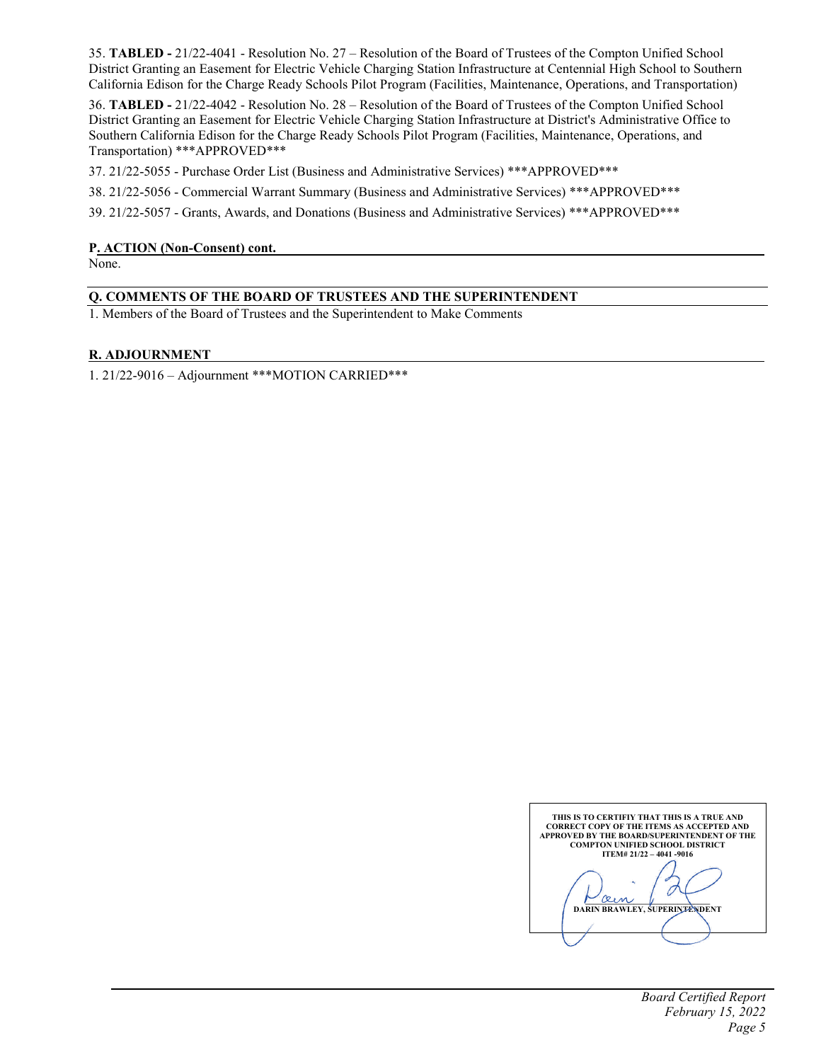35. **TABLED -** 21/22-4041 - Resolution No. 27 – Resolution of the Board of Trustees of the Compton Unified School District Granting an Easement for Electric Vehicle Charging Station Infrastructure at Centennial High School to Southern California Edison for the Charge Ready Schools Pilot Program (Facilities, Maintenance, Operations, and Transportation)

36. **TABLED -** 21/22-4042 - Resolution No. 28 – Resolution of the Board of Trustees of the Compton Unified School District Granting an Easement for Electric Vehicle Charging Station Infrastructure at District's Administrative Office to Southern California Edison for the Charge Ready Schools Pilot Program (Facilities, Maintenance, Operations, and Transportation) ***APPROVED***

37. 21/22-5055 - Purchase Order List (Business and Administrative Services) ***APPROVED***

38. 21/22-5056 - Commercial Warrant Summary (Business and Administrative Services) ***APPROVED***

39. 21/22-5057 - Grants, Awards, and Donations (Business and Administrative Services) ***APPROVED***

**P. ACTION (Non-Consent) cont.**

None.

**Q. COMMENTS OF THE BOARD OF TRUSTEES AND THE SUPERINTENDENT**

1. Members of the Board of Trustees and the Superintendent to Make Comments

**R. ADJOURNMENT**

1. 21/22-9016 – Adjournment ***MOTION CARRIED***

**THIS IS TO CERTIFIY THAT THIS IS A TRUE AND CORRECT COPY OF THE ITEMS AS ACCEPTED AND APPROVED BY THE BOARD/SUPERINTENDENT OF THE COMPTON UNIFIED SCHOOL DISTRICT ITEM# 21/22 – 4041 -9016**

**DARIN BRAWLEY, SUPERINTENDENT**

*Board Certified Report*
*February 15, 2022*